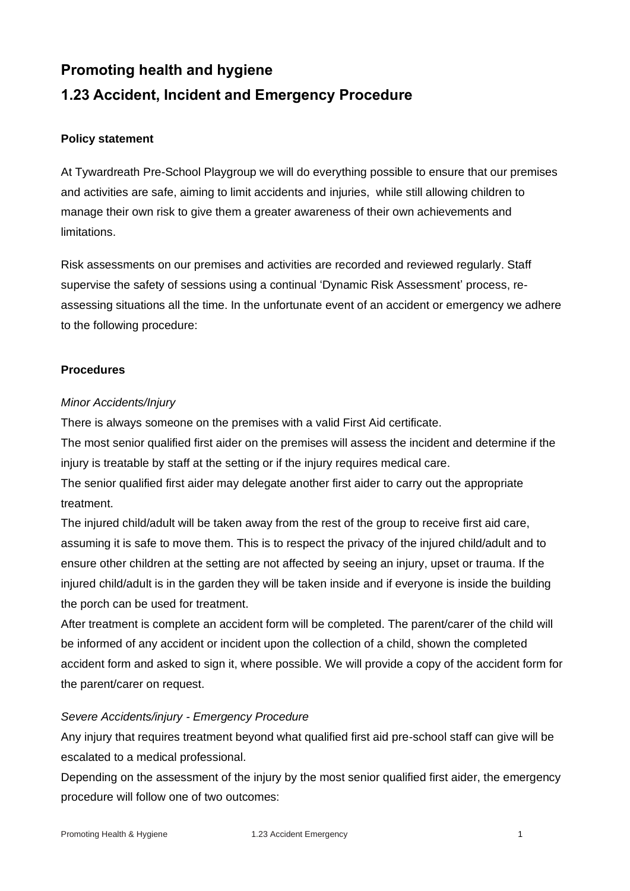# Promoting health and hygiene

# 1.23 Accident, Incident and Emergency Procedure

**Policy statement**

At Tywardreath Pre-School Playgroup we will do everything possible to ensure that our premises and activities are safe, aiming to limit accidents and injuries, while still allowing children to manage their own risk to give them a greater awareness of their own achievements and limitations.

Risk assessments on our premises and activities are recorded and reviewed regularly. Staff supervise the safety of sessions using a continual 'Dynamic Risk Assessment' process, re-assessing situations all the time. In the unfortunate event of an accident or emergency we adhere to the following procedure:

**Procedures**

*Minor Accidents/Injury*

There is always someone on the premises with a valid First Aid certificate.

The most senior qualified first aider on the premises will assess the incident and determine if the injury is treatable by staff at the setting or if the injury requires medical care.

The senior qualified first aider may delegate another first aider to carry out the appropriate treatment.

The injured child/adult will be taken away from the rest of the group to receive first aid care, assuming it is safe to move them. This is to respect the privacy of the injured child/adult and to ensure other children at the setting are not affected by seeing an injury, upset or trauma. If the injured child/adult is in the garden they will be taken inside and if everyone is inside the building the porch can be used for treatment.

After treatment is complete an accident form will be completed. The parent/carer of the child will be informed of any accident or incident upon the collection of a child, shown the completed accident form and asked to sign it, where possible. We will provide a copy of the accident form for the parent/carer on request.

*Severe Accidents/injury - Emergency Procedure*

Any injury that requires treatment beyond what qualified first aid pre-school staff can give will be escalated to a medical professional.

Depending on the assessment of the injury by the most senior qualified first aider, the emergency procedure will follow one of two outcomes: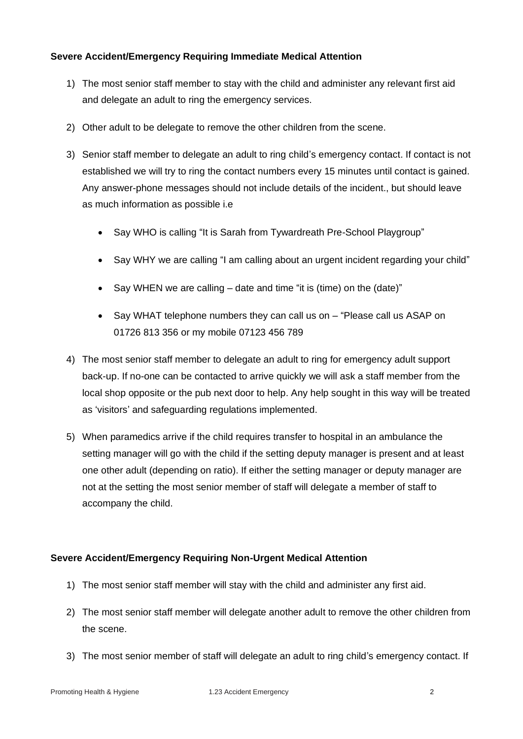**Severe Accident/Emergency Requiring Immediate Medical Attention**

1) The most senior staff member to stay with the child and administer any relevant first aid and delegate an adult to ring the emergency services.

2) Other adult to be delegate to remove the other children from the scene.

3) Senior staff member to delegate an adult to ring child's emergency contact. If contact is not established we will try to ring the contact numbers every 15 minutes until contact is gained. Any answer-phone messages should not include details of the incident., but should leave as much information as possible i.e

    - Say WHO is calling "It is Sarah from Tywardreath Pre-School Playgroup"
    - Say WHY we are calling "I am calling about an urgent incident regarding your child"
    - Say WHEN we are calling – date and time "it is (time) on the (date)"
    - Say WHAT telephone numbers they can call us on – "Please call us ASAP on 01726 813 356 or my mobile 07123 456 789

4) The most senior staff member to delegate an adult to ring for emergency adult support back-up. If no-one can be contacted to arrive quickly we will ask a staff member from the local shop opposite or the pub next door to help. Any help sought in this way will be treated as 'visitors' and safeguarding regulations implemented.

5) When paramedics arrive if the child requires transfer to hospital in an ambulance the setting manager will go with the child if the setting deputy manager is present and at least one other adult (depending on ratio). If either the setting manager or deputy manager are not at the setting the most senior member of staff will delegate a member of staff to accompany the child.

**Severe Accident/Emergency Requiring Non-Urgent Medical Attention**

1) The most senior staff member will stay with the child and administer any first aid.

2) The most senior staff member will delegate another adult to remove the other children from the scene.

3) The most senior member of staff will delegate an adult to ring child's emergency contact. If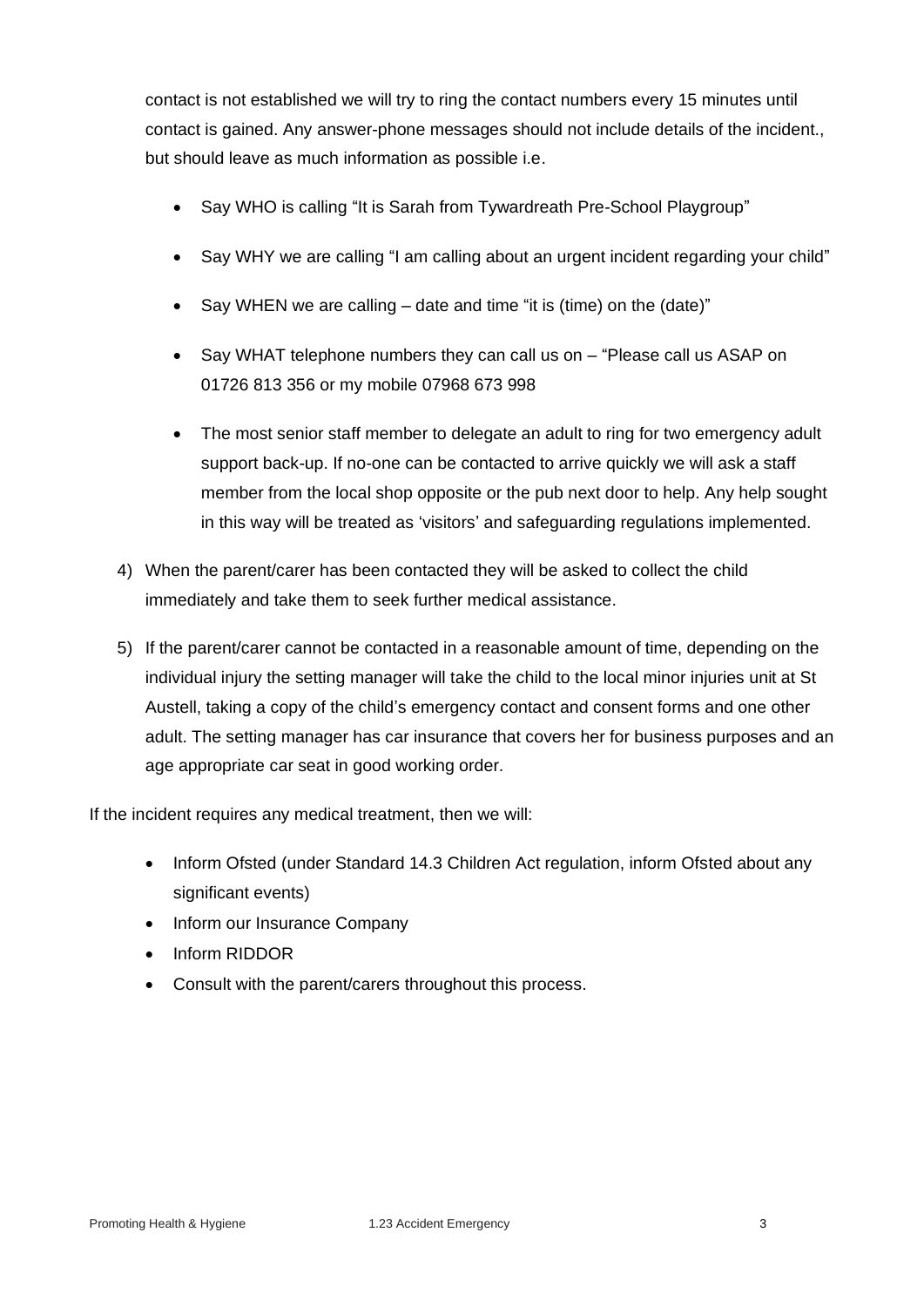contact is not established we will try to ring the contact numbers every 15 minutes until contact is gained. Any answer-phone messages should not include details of the incident., but should leave as much information as possible i.e.

- Say WHO is calling "It is Sarah from Tywardreath Pre-School Playgroup"
- Say WHY we are calling "I am calling about an urgent incident regarding your child"
- Say WHEN we are calling – date and time "it is (time) on the (date)"
- Say WHAT telephone numbers they can call us on – "Please call us ASAP on 01726 813 356 or my mobile 07968 673 998
- The most senior staff member to delegate an adult to ring for two emergency adult support back-up. If no-one can be contacted to arrive quickly we will ask a staff member from the local shop opposite or the pub next door to help. Any help sought in this way will be treated as 'visitors' and safeguarding regulations implemented.

4) When the parent/carer has been contacted they will be asked to collect the child immediately and take them to seek further medical assistance.

5) If the parent/carer cannot be contacted in a reasonable amount of time, depending on the individual injury the setting manager will take the child to the local minor injuries unit at St Austell, taking a copy of the child's emergency contact and consent forms and one other adult. The setting manager has car insurance that covers her for business purposes and an age appropriate car seat in good working order.

If the incident requires any medical treatment, then we will:

- Inform Ofsted (under Standard 14.3 Children Act regulation, inform Ofsted about any significant events)
- Inform our Insurance Company
- Inform RIDDOR
- Consult with the parent/carers throughout this process.